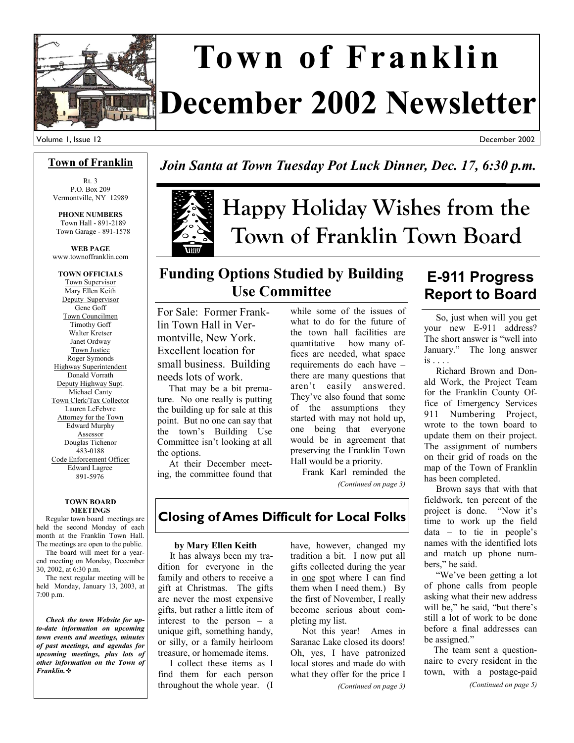# Town of Franklin December 2002 Newsletter

Volume 1, Issue 12 — December 2002

## Town of Franklin

Rt. 3
P.O. Box 209
Vermontville, NY 12989

**PHONE NUMBERS**
Town Hall - 891-2189
Town Garage - 891-1578

**WEB PAGE**
www.townoffranklin.com

**TOWN OFFICIALS**

Town Supervisor
Mary Ellen Keith

Deputy Supervisor
Gene Goff

Town Councilmen
Timothy Goff
Walter Kretser
Janet Ordway

Town Justice
Roger Symonds

Highway Superintendent
Donald Vorrath

Deputy Highway Supt.
Michael Canty

Town Clerk/Tax Collector
Lauren LeFebvre

Attorney for the Town
Edward Murphy

Assessor
Douglas Tichenor
483-0188

Code Enforcement Officer
Edward Lagree
891-5976

**TOWN BOARD MEETINGS**

Regular town board meetings are held the second Monday of each month at the Franklin Town Hall. The meetings are open to the public.

The board will meet for a year-end meeting on Monday, December 30, 2002, at 6:30 p.m.

The next regular meeting will be held Monday, January 13, 2003, at 7:00 p.m.

***Check the town Website for up-to-date information on upcoming town events and meetings, minutes of past meetings, and agendas for upcoming meetings, plus lots of other information on the Town of Franklin.***

***Join Santa at Town Tuesday Pot Luck Dinner, Dec. 17, 6:30 p.m.***

# Happy Holiday Wishes from the Town of Franklin Town Board

## Funding Options Studied by Building Use Committee

For Sale: Former Franklin Town Hall in Vermontville, New York. Excellent location for small business. Building needs lots of work.

That may be a bit premature. No one really is putting the building up for sale at this point. But no one can say that the town's Building Use Committee isn't looking at all the options.

At their December meeting, the committee found that while some of the issues of what to do for the future of the town hall facilities are quantitative – how many offices are needed, what space requirements do each have – there are many questions that aren't easily answered. They've also found that some of the assumptions they started with may not hold up, one being that everyone would be in agreement that preserving the Franklin Town Hall would be a priority.

Frank Karl reminded the

*(Continued on page 3)*

## Closing of Ames Difficult for Local Folks

**by Mary Ellen Keith**

It has always been my tradition for everyone in the family and others to receive a gift at Christmas. The gifts are never the most expensive gifts, but rather a little item of interest to the person – a unique gift, something handy, or silly, or a family heirloom treasure, or homemade items.

I collect these items as I find them for each person throughout the whole year. (I have, however, changed my tradition a bit. I now put all gifts collected during the year in one spot where I can find them when I need them.) By the first of November, I really become serious about completing my list.

Not this year! Ames in Saranac Lake closed its doors! Oh, yes, I have patronized local stores and made do with what they offer for the price I

*(Continued on page 3)*

## E-911 Progress Report to Board

So, just when will you get your new E-911 address? The short answer is "well into January." The long answer is . . . .

Richard Brown and Donald Work, the Project Team for the Franklin County Office of Emergency Services 911 Numbering Project, wrote to the town board to update them on their project. The assignment of numbers on their grid of roads on the map of the Town of Franklin has been completed.

Brown says that with that fieldwork, ten percent of the project is done. "Now it's time to work up the field data – to tie in people's names with the identified lots and match up phone numbers," he said.

"We've been getting a lot of phone calls from people asking what their new address will be," he said, "but there's still a lot of work to be done before a final addresses can be assigned."

The team sent a questionnaire to every resident in the town, with a postage-paid

*(Continued on page 5)*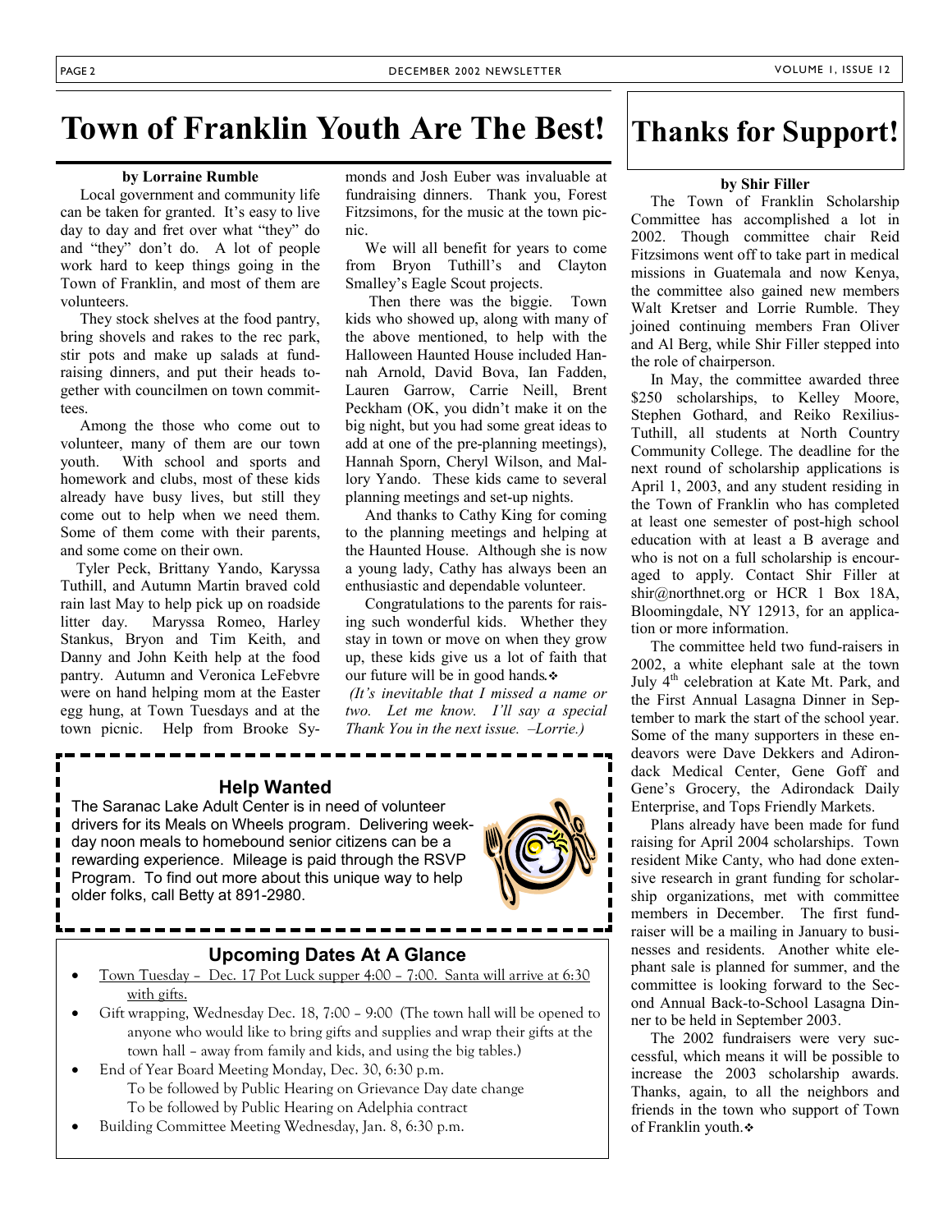# Town of Franklin Youth Are The Best!

**by Lorraine Rumble**

Local government and community life can be taken for granted. It's easy to live day to day and fret over what "they" do and "they" don't do. A lot of people work hard to keep things going in the Town of Franklin, and most of them are volunteers.

They stock shelves at the food pantry, bring shovels and rakes to the rec park, stir pots and make up salads at fundraising dinners, and put their heads together with councilmen on town committees.

Among the those who come out to volunteer, many of them are our town youth. With school and sports and homework and clubs, most of these kids already have busy lives, but still they come out to help when we need them. Some of them come with their parents, and some come on their own.

Tyler Peck, Brittany Yando, Karyssa Tuthill, and Autumn Martin braved cold rain last May to help pick up on roadside litter day. Maryssa Romeo, Harley Stankus, Bryon and Tim Keith, and Danny and John Keith help at the food pantry. Autumn and Veronica LeFebvre were on hand helping mom at the Easter egg hung, at Town Tuesdays and at the town picnic. Help from Brooke Symonds and Josh Euber was invaluable at fundraising dinners. Thank you, Forest Fitzsimons, for the music at the town picnic.

We will all benefit for years to come from Bryon Tuthill's and Clayton Smalley's Eagle Scout projects.

Then there was the biggie. Town kids who showed up, along with many of the above mentioned, to help with the Halloween Haunted House included Hannah Arnold, David Bova, Ian Fadden, Lauren Garrow, Carrie Neill, Brent Peckham (OK, you didn't make it on the big night, but you had some great ideas to add at one of the pre-planning meetings), Hannah Sporn, Cheryl Wilson, and Mallory Yando. These kids came to several planning meetings and set-up nights.

And thanks to Cathy King for coming to the planning meetings and helping at the Haunted House. Although she is now a young lady, Cathy has always been an enthusiastic and dependable volunteer.

Congratulations to the parents for raising such wonderful kids. Whether they stay in town or move on when they grow up, these kids give us a lot of faith that our future will be in good hands.❖

*(It's inevitable that I missed a name or two. Let me know. I'll say a special Thank You in the next issue. –Lorrie.)*

## Help Wanted

The Saranac Lake Adult Center is in need of volunteer drivers for its Meals on Wheels program. Delivering weekday noon meals to homebound senior citizens can be a rewarding experience. Mileage is paid through the RSVP Program. To find out more about this unique way to help older folks, call Betty at 891-2980.

## Upcoming Dates At A Glance

- Town Tuesday – Dec. 17 Pot Luck supper 4:00 – 7:00. Santa will arrive at 6:30 with gifts.
- Gift wrapping, Wednesday Dec. 18, 7:00 – 9:00 (The town hall will be opened to anyone who would like to bring gifts and supplies and wrap their gifts at the town hall – away from family and kids, and using the big tables.)
- End of Year Board Meeting Monday, Dec. 30, 6:30 p.m.
  To be followed by Public Hearing on Grievance Day date change
  To be followed by Public Hearing on Adelphia contract
- Building Committee Meeting Wednesday, Jan. 8, 6:30 p.m.

# Thanks for Support!

**by Shir Filler**

The Town of Franklin Scholarship Committee has accomplished a lot in 2002. Though committee chair Reid Fitzsimons went off to take part in medical missions in Guatemala and now Kenya, the committee also gained new members Walt Kretser and Lorrie Rumble. They joined continuing members Fran Oliver and Al Berg, while Shir Filler stepped into the role of chairperson.

In May, the committee awarded three \$250 scholarships, to Kelley Moore, Stephen Gothard, and Reiko Rexilius-Tuthill, all students at North Country Community College. The deadline for the next round of scholarship applications is April 1, 2003, and any student residing in the Town of Franklin who has completed at least one semester of post-high school education with at least a B average and who is not on a full scholarship is encouraged to apply. Contact Shir Filler at shir@northnet.org or HCR 1 Box 18A, Bloomingdale, NY 12913, for an application or more information.

The committee held two fund-raisers in 2002, a white elephant sale at the town July 4th celebration at Kate Mt. Park, and the First Annual Lasagna Dinner in September to mark the start of the school year. Some of the many supporters in these endeavors were Dave Dekkers and Adirondack Medical Center, Gene Goff and Gene's Grocery, the Adirondack Daily Enterprise, and Tops Friendly Markets.

Plans already have been made for fund raising for April 2004 scholarships. Town resident Mike Canty, who had done extensive research in grant funding for scholarship organizations, met with committee members in December. The first fundraiser will be a mailing in January to businesses and residents. Another white elephant sale is planned for summer, and the committee is looking forward to the Second Annual Back-to-School Lasagna Dinner to be held in September 2003.

The 2002 fundraisers were very successful, which means it will be possible to increase the 2003 scholarship awards. Thanks, again, to all the neighbors and friends in the town who support of Town of Franklin youth.❖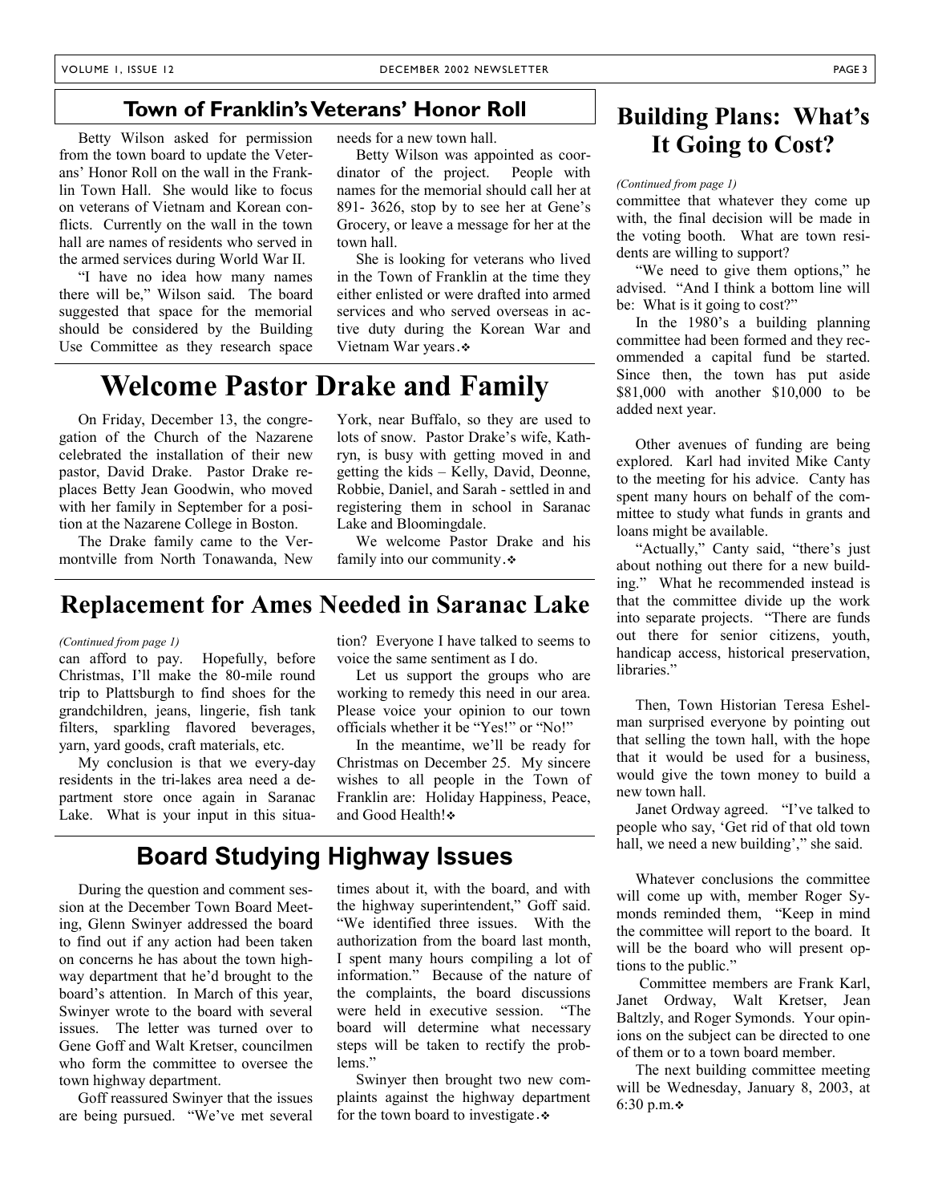## Town of Franklin's Veterans' Honor Roll

Betty Wilson asked for permission from the town board to update the Veterans' Honor Roll on the wall in the Franklin Town Hall. She would like to focus on veterans of Vietnam and Korean conflicts. Currently on the wall in the town hall are names of residents who served in the armed services during World War II.

"I have no idea how many names there will be," Wilson said. The board suggested that space for the memorial should be considered by the Building Use Committee as they research space needs for a new town hall.

Betty Wilson was appointed as coordinator of the project. People with names for the memorial should call her at 891- 3626, stop by to see her at Gene's Grocery, or leave a message for her at the town hall.

She is looking for veterans who lived in the Town of Franklin at the time they either enlisted or were drafted into armed services and who served overseas in active duty during the Korean War and Vietnam War years.❖

# Welcome Pastor Drake and Family

On Friday, December 13, the congregation of the Church of the Nazarene celebrated the installation of their new pastor, David Drake. Pastor Drake replaces Betty Jean Goodwin, who moved with her family in September for a position at the Nazarene College in Boston.

The Drake family came to the Vermontville from North Tonawanda, New York, near Buffalo, so they are used to lots of snow. Pastor Drake's wife, Kathryn, is busy with getting moved in and getting the kids – Kelly, David, Deonne, Robbie, Daniel, and Sarah - settled in and registering them in school in Saranac Lake and Bloomingdale.

We welcome Pastor Drake and his family into our community.❖

## Replacement for Ames Needed in Saranac Lake

*(Continued from page 1)*

can afford to pay. Hopefully, before Christmas, I'll make the 80-mile round trip to Plattsburgh to find shoes for the grandchildren, jeans, lingerie, fish tank filters, sparkling flavored beverages, yarn, yard goods, craft materials, etc.

My conclusion is that we every-day residents in the tri-lakes area need a department store once again in Saranac Lake. What is your input in this situation? Everyone I have talked to seems to voice the same sentiment as I do.

Let us support the groups who are working to remedy this need in our area. Please voice your opinion to our town officials whether it be "Yes!" or "No!"

In the meantime, we'll be ready for Christmas on December 25. My sincere wishes to all people in the Town of Franklin are: Holiday Happiness, Peace, and Good Health!❖

## Board Studying Highway Issues

During the question and comment session at the December Town Board Meeting, Glenn Swinyer addressed the board to find out if any action had been taken on concerns he has about the town highway department that he'd brought to the board's attention. In March of this year, Swinyer wrote to the board with several issues. The letter was turned over to Gene Goff and Walt Kretser, councilmen who form the committee to oversee the town highway department.

Goff reassured Swinyer that the issues are being pursued. "We've met several times about it, with the board, and with the highway superintendent," Goff said. "We identified three issues. With the authorization from the board last month, I spent many hours compiling a lot of information." Because of the nature of the complaints, the board discussions were held in executive session. "The board will determine what necessary steps will be taken to rectify the problems."

Swinyer then brought two new complaints against the highway department for the town board to investigate.❖

## Building Plans: What's It Going to Cost?

*(Continued from page 1)*

committee that whatever they come up with, the final decision will be made in the voting booth. What are town residents are willing to support?

"We need to give them options," he advised. "And I think a bottom line will be: What is it going to cost?"

In the 1980's a building planning committee had been formed and they recommended a capital fund be started. Since then, the town has put aside \$81,000 with another \$10,000 to be added next year.

Other avenues of funding are being explored. Karl had invited Mike Canty to the meeting for his advice. Canty has spent many hours on behalf of the committee to study what funds in grants and loans might be available.

"Actually," Canty said, "there's just about nothing out there for a new building." What he recommended instead is that the committee divide up the work into separate projects. "There are funds out there for senior citizens, youth, handicap access, historical preservation, libraries."

Then, Town Historian Teresa Eshelman surprised everyone by pointing out that selling the town hall, with the hope that it would be used for a business, would give the town money to build a new town hall.

Janet Ordway agreed. "I've talked to people who say, 'Get rid of that old town hall, we need a new building'," she said.

Whatever conclusions the committee will come up with, member Roger Symonds reminded them, "Keep in mind the committee will report to the board. It will be the board who will present options to the public."

Committee members are Frank Karl, Janet Ordway, Walt Kretser, Jean Baltzly, and Roger Symonds. Your opinions on the subject can be directed to one of them or to a town board member.

The next building committee meeting will be Wednesday, January 8, 2003, at 6:30 p.m.❖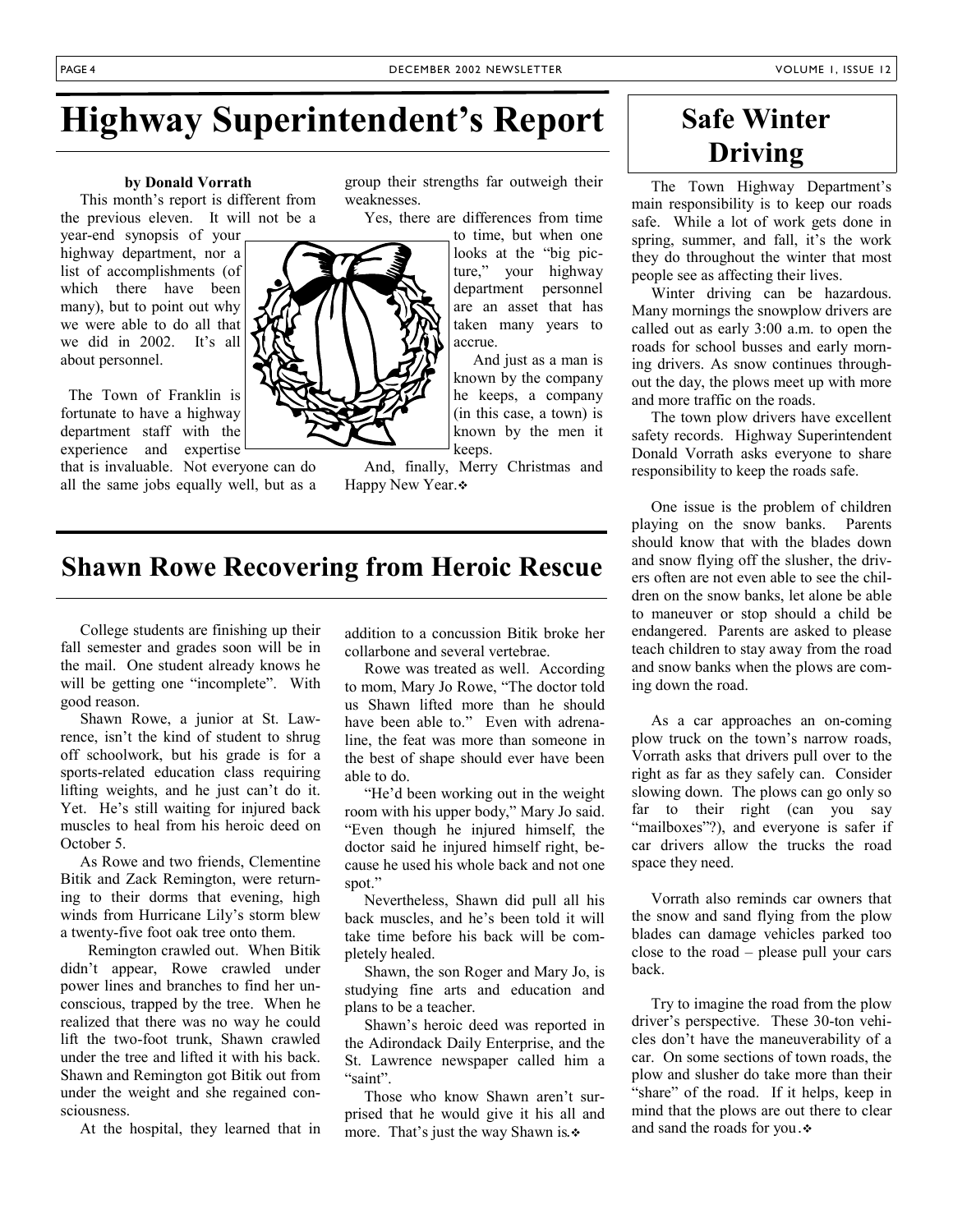# Highway Superintendent's Report

**by Donald Vorrath**

This month's report is different from the previous eleven. It will not be a year-end synopsis of your highway department, nor a list of accomplishments (of which there have been many), but to point out why we were able to do all that we did in 2002. It's all about personnel.

The Town of Franklin is fortunate to have a highway department staff with the experience and expertise that is invaluable. Not everyone can do all the same jobs equally well, but as a group their strengths far outweigh their weaknesses.

Yes, there are differences from time to time, but when one looks at the "big picture," your highway department personnel are an asset that has taken many years to accrue.

And just as a man is known by the company he keeps, a company (in this case, a town) is known by the men it keeps.

And, finally, Merry Christmas and Happy New Year.❖

# Safe Winter Driving

The Town Highway Department's main responsibility is to keep our roads safe. While a lot of work gets done in spring, summer, and fall, it's the work they do throughout the winter that most people see as affecting their lives.

Winter driving can be hazardous. Many mornings the snowplow drivers are called out as early 3:00 a.m. to open the roads for school busses and early morning drivers. As snow continues throughout the day, the plows meet up with more and more traffic on the roads.

The town plow drivers have excellent safety records. Highway Superintendent Donald Vorrath asks everyone to share responsibility to keep the roads safe.

One issue is the problem of children playing on the snow banks. Parents should know that with the blades down and snow flying off the slusher, the drivers often are not even able to see the children on the snow banks, let alone be able to maneuver or stop should a child be endangered. Parents are asked to please teach children to stay away from the road and snow banks when the plows are coming down the road.

As a car approaches an on-coming plow truck on the town's narrow roads, Vorrath asks that drivers pull over to the right as far as they safely can. Consider slowing down. The plows can go only so far to their right (can you say "mailboxes"?), and everyone is safer if car drivers allow the trucks the road space they need.

Vorrath also reminds car owners that the snow and sand flying from the plow blades can damage vehicles parked too close to the road – please pull your cars back.

Try to imagine the road from the plow driver's perspective. These 30-ton vehicles don't have the maneuverability of a car. On some sections of town roads, the plow and slusher do take more than their "share" of the road. If it helps, keep in mind that the plows are out there to clear and sand the roads for you.❖

# Shawn Rowe Recovering from Heroic Rescue

College students are finishing up their fall semester and grades soon will be in the mail. One student already knows he will be getting one "incomplete". With good reason.

Shawn Rowe, a junior at St. Lawrence, isn't the kind of student to shrug off schoolwork, but his grade is for a sports-related education class requiring lifting weights, and he just can't do it. Yet. He's still waiting for injured back muscles to heal from his heroic deed on October 5.

As Rowe and two friends, Clementine Bitik and Zack Remington, were returning to their dorms that evening, high winds from Hurricane Lily's storm blew a twenty-five foot oak tree onto them.

Remington crawled out. When Bitik didn't appear, Rowe crawled under power lines and branches to find her unconscious, trapped by the tree. When he realized that there was no way he could lift the two-foot trunk, Shawn crawled under the tree and lifted it with his back. Shawn and Remington got Bitik out from under the weight and she regained consciousness.

At the hospital, they learned that in addition to a concussion Bitik broke her collarbone and several vertebrae.

Rowe was treated as well. According to mom, Mary Jo Rowe, "The doctor told us Shawn lifted more than he should have been able to." Even with adrenaline, the feat was more than someone in the best of shape should ever have been able to do.

"He'd been working out in the weight room with his upper body," Mary Jo said. "Even though he injured himself, the doctor said he injured himself right, because he used his whole back and not one spot."

Nevertheless, Shawn did pull all his back muscles, and he's been told it will take time before his back will be completely healed.

Shawn, the son Roger and Mary Jo, is studying fine arts and education and plans to be a teacher.

Shawn's heroic deed was reported in the Adirondack Daily Enterprise, and the St. Lawrence newspaper called him a "saint".

Those who know Shawn aren't surprised that he would give it his all and more. That's just the way Shawn is.❖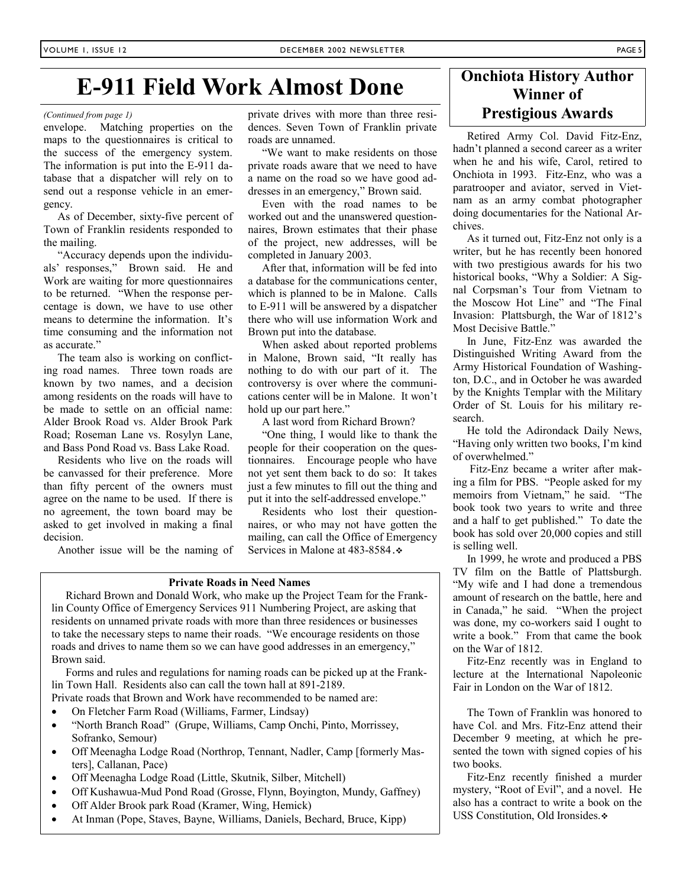# E-911 Field Work Almost Done

*(Continued from page 1)*

envelope. Matching properties on the maps to the questionnaires is critical to the success of the emergency system. The information is put into the E-911 database that a dispatcher will rely on to send out a response vehicle in an emergency.

As of December, sixty-five percent of Town of Franklin residents responded to the mailing.

"Accuracy depends upon the individuals' responses," Brown said. He and Work are waiting for more questionnaires to be returned. "When the response percentage is down, we have to use other means to determine the information. It's time consuming and the information not as accurate."

The team also is working on conflicting road names. Three town roads are known by two names, and a decision among residents on the roads will have to be made to settle on an official name: Alder Brook Road vs. Alder Brook Park Road; Roseman Lane vs. Rosylyn Lane, and Bass Pond Road vs. Bass Lake Road.

Residents who live on the roads will be canvassed for their preference. More than fifty percent of the owners must agree on the name to be used. If there is no agreement, the town board may be asked to get involved in making a final decision.

Another issue will be the naming of private drives with more than three residences. Seven Town of Franklin private roads are unnamed.

"We want to make residents on those private roads aware that we need to have a name on the road so we have good addresses in an emergency," Brown said.

Even with the road names to be worked out and the unanswered questionnaires, Brown estimates that their phase of the project, new addresses, will be completed in January 2003.

After that, information will be fed into a database for the communications center, which is planned to be in Malone. Calls to E-911 will be answered by a dispatcher there who will use information Work and Brown put into the database.

When asked about reported problems in Malone, Brown said, "It really has nothing to do with our part of it. The controversy is over where the communications center will be in Malone. It won't hold up our part here."

A last word from Richard Brown?

"One thing, I would like to thank the people for their cooperation on the questionnaires. Encourage people who have not yet sent them back to do so: It takes just a few minutes to fill out the thing and put it into the self-addressed envelope."

Residents who lost their questionnaires, or who may not have gotten the mailing, can call the Office of Emergency Services in Malone at 483-8584.❖

### Private Roads in Need Names

Richard Brown and Donald Work, who make up the Project Team for the Franklin County Office of Emergency Services 911 Numbering Project, are asking that residents on unnamed private roads with more than three residences or businesses to take the necessary steps to name their roads. "We encourage residents on those roads and drives to name them so we can have good addresses in an emergency," Brown said.

Forms and rules and regulations for naming roads can be picked up at the Franklin Town Hall. Residents also can call the town hall at 891-2189.

Private roads that Brown and Work have recommended to be named are:

- On Fletcher Farm Road (Williams, Farmer, Lindsay)
- "North Branch Road" (Grupe, Williams, Camp Onchi, Pinto, Morrissey, Sofranko, Semour)
- Off Meenagha Lodge Road (Northrop, Tennant, Nadler, Camp [formerly Masters], Callanan, Pace)
- Off Meenagha Lodge Road (Little, Skutnik, Silber, Mitchell)
- Off Kushawua-Mud Pond Road (Grosse, Flynn, Boyington, Mundy, Gaffney)
- Off Alder Brook park Road (Kramer, Wing, Hemick)
- At Inman (Pope, Staves, Bayne, Williams, Daniels, Bechard, Bruce, Kipp)

# Onchiota History Author Winner of Prestigious Awards

Retired Army Col. David Fitz-Enz, hadn't planned a second career as a writer when he and his wife, Carol, retired to Onchiota in 1993. Fitz-Enz, who was a paratrooper and aviator, served in Vietnam as an army combat photographer doing documentaries for the National Archives.

As it turned out, Fitz-Enz not only is a writer, but he has recently been honored with two prestigious awards for his two historical books, "Why a Soldier: A Signal Corpsman's Tour from Vietnam to the Moscow Hot Line" and "The Final Invasion: Plattsburgh, the War of 1812's Most Decisive Battle."

In June, Fitz-Enz was awarded the Distinguished Writing Award from the Army Historical Foundation of Washington, D.C., and in October he was awarded by the Knights Templar with the Military Order of St. Louis for his military research.

He told the Adirondack Daily News, "Having only written two books, I'm kind of overwhelmed."

Fitz-Enz became a writer after making a film for PBS. "People asked for my memoirs from Vietnam," he said. "The book took two years to write and three and a half to get published." To date the book has sold over 20,000 copies and still is selling well.

In 1999, he wrote and produced a PBS TV film on the Battle of Plattsburgh. "My wife and I had done a tremendous amount of research on the battle, here and in Canada," he said. "When the project was done, my co-workers said I ought to write a book." From that came the book on the War of 1812.

Fitz-Enz recently was in England to lecture at the International Napoleonic Fair in London on the War of 1812.

The Town of Franklin was honored to have Col. and Mrs. Fitz-Enz attend their December 9 meeting, at which he presented the town with signed copies of his two books.

Fitz-Enz recently finished a murder mystery, "Root of Evil", and a novel. He also has a contract to write a book on the USS Constitution, Old Ironsides.❖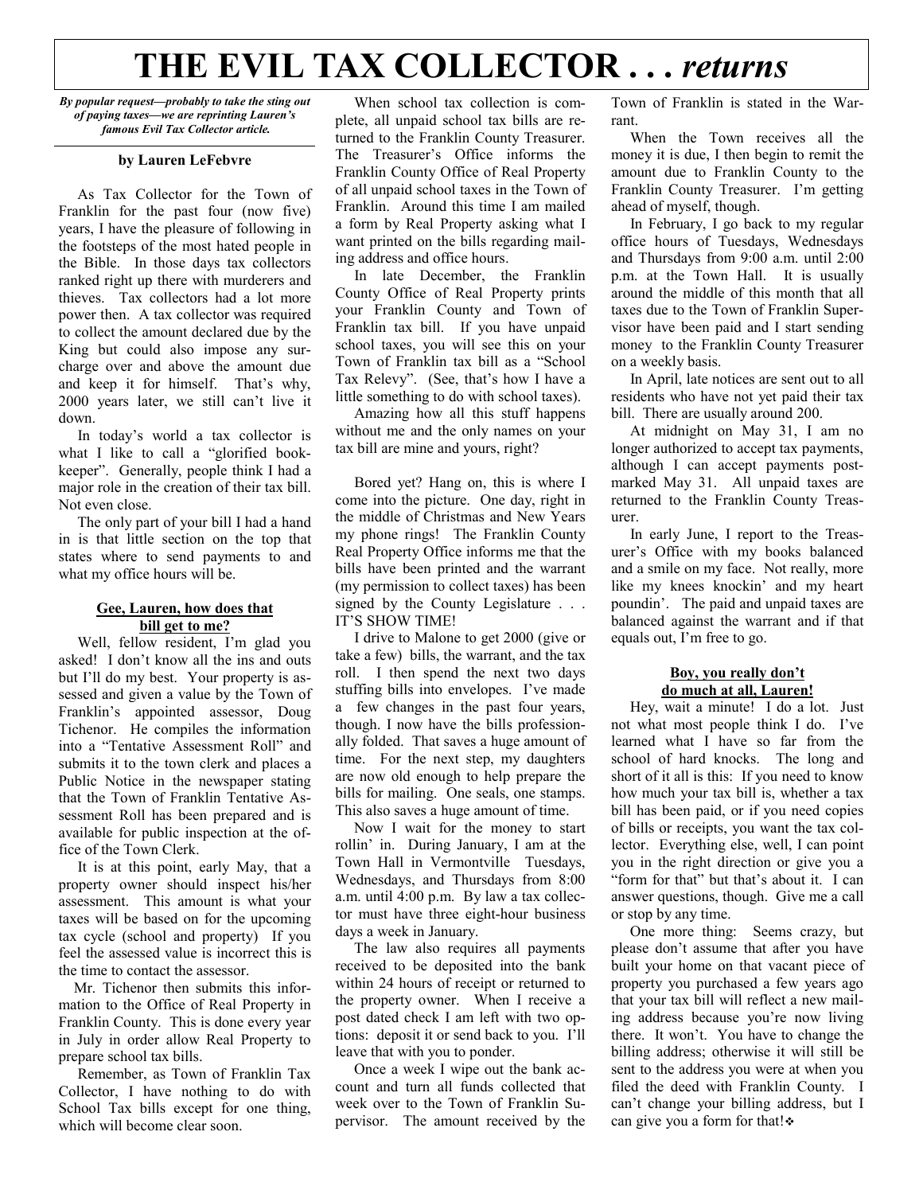# THE EVIL TAX COLLECTOR . . . *returns*

***By popular request—probably to take the sting out of paying taxes—we are reprinting Lauren's famous Evil Tax Collector article.***

**by Lauren LeFebvre**

As Tax Collector for the Town of Franklin for the past four (now five) years, I have the pleasure of following in the footsteps of the most hated people in the Bible. In those days tax collectors ranked right up there with murderers and thieves. Tax collectors had a lot more power then. A tax collector was required to collect the amount declared due by the King but could also impose any surcharge over and above the amount due and keep it for himself. That's why, 2000 years later, we still can't live it down.

In today's world a tax collector is what I like to call a "glorified bookkeeper". Generally, people think I had a major role in the creation of their tax bill. Not even close.

The only part of your bill I had a hand in is that little section on the top that states where to send payments to and what my office hours will be.

### Gee, Lauren, how does that bill get to me?

Well, fellow resident, I'm glad you asked! I don't know all the ins and outs but I'll do my best. Your property is assessed and given a value by the Town of Franklin's appointed assessor, Doug Tichenor. He compiles the information into a "Tentative Assessment Roll" and submits it to the town clerk and places a Public Notice in the newspaper stating that the Town of Franklin Tentative Assessment Roll has been prepared and is available for public inspection at the office of the Town Clerk.

It is at this point, early May, that a property owner should inspect his/her assessment. This amount is what your taxes will be based on for the upcoming tax cycle (school and property) If you feel the assessed value is incorrect this is the time to contact the assessor.

Mr. Tichenor then submits this information to the Office of Real Property in Franklin County. This is done every year in July in order allow Real Property to prepare school tax bills.

Remember, as Town of Franklin Tax Collector, I have nothing to do with School Tax bills except for one thing, which will become clear soon.

When school tax collection is complete, all unpaid school tax bills are returned to the Franklin County Treasurer. The Treasurer's Office informs the Franklin County Office of Real Property of all unpaid school taxes in the Town of Franklin. Around this time I am mailed a form by Real Property asking what I want printed on the bills regarding mailing address and office hours.

In late December, the Franklin County Office of Real Property prints your Franklin County and Town of Franklin tax bill. If you have unpaid school taxes, you will see this on your Town of Franklin tax bill as a "School Tax Relevy". (See, that's how I have a little something to do with school taxes).

Amazing how all this stuff happens without me and the only names on your tax bill are mine and yours, right?

Bored yet? Hang on, this is where I come into the picture. One day, right in the middle of Christmas and New Years my phone rings! The Franklin County Real Property Office informs me that the bills have been printed and the warrant (my permission to collect taxes) has been signed by the County Legislature . . . IT'S SHOW TIME!

I drive to Malone to get 2000 (give or take a few) bills, the warrant, and the tax roll. I then spend the next two days stuffing bills into envelopes. I've made a few changes in the past four years, though. I now have the bills professionally folded. That saves a huge amount of time. For the next step, my daughters are now old enough to help prepare the bills for mailing. One seals, one stamps. This also saves a huge amount of time.

Now I wait for the money to start rollin' in. During January, I am at the Town Hall in Vermontville Tuesdays, Wednesdays, and Thursdays from 8:00 a.m. until 4:00 p.m. By law a tax collector must have three eight-hour business days a week in January.

The law also requires all payments received to be deposited into the bank within 24 hours of receipt or returned to the property owner. When I receive a post dated check I am left with two options: deposit it or send back to you. I'll leave that with you to ponder.

Once a week I wipe out the bank account and turn all funds collected that week over to the Town of Franklin Supervisor. The amount received by the Town of Franklin is stated in the Warrant.

When the Town receives all the money it is due, I then begin to remit the amount due to Franklin County to the Franklin County Treasurer. I'm getting ahead of myself, though.

In February, I go back to my regular office hours of Tuesdays, Wednesdays and Thursdays from 9:00 a.m. until 2:00 p.m. at the Town Hall. It is usually around the middle of this month that all taxes due to the Town of Franklin Supervisor have been paid and I start sending money to the Franklin County Treasurer on a weekly basis.

In April, late notices are sent out to all residents who have not yet paid their tax bill. There are usually around 200.

At midnight on May 31, I am no longer authorized to accept tax payments, although I can accept payments postmarked May 31. All unpaid taxes are returned to the Franklin County Treasurer.

In early June, I report to the Treasurer's Office with my books balanced and a smile on my face. Not really, more like my knees knockin' and my heart poundin'. The paid and unpaid taxes are balanced against the warrant and if that equals out, I'm free to go.

### Boy, you really don't do much at all, Lauren!

Hey, wait a minute! I do a lot. Just not what most people think I do. I've learned what I have so far from the school of hard knocks. The long and short of it all is this: If you need to know how much your tax bill is, whether a tax bill has been paid, or if you need copies of bills or receipts, you want the tax collector. Everything else, well, I can point you in the right direction or give you a "form for that" but that's about it. I can answer questions, though. Give me a call or stop by any time.

One more thing: Seems crazy, but please don't assume that after you have built your home on that vacant piece of property you purchased a few years ago that your tax bill will reflect a new mailing address because you're now living there. It won't. You have to change the billing address; otherwise it will still be sent to the address you were at when you filed the deed with Franklin County. I can't change your billing address, but I can give you a form for that!❖